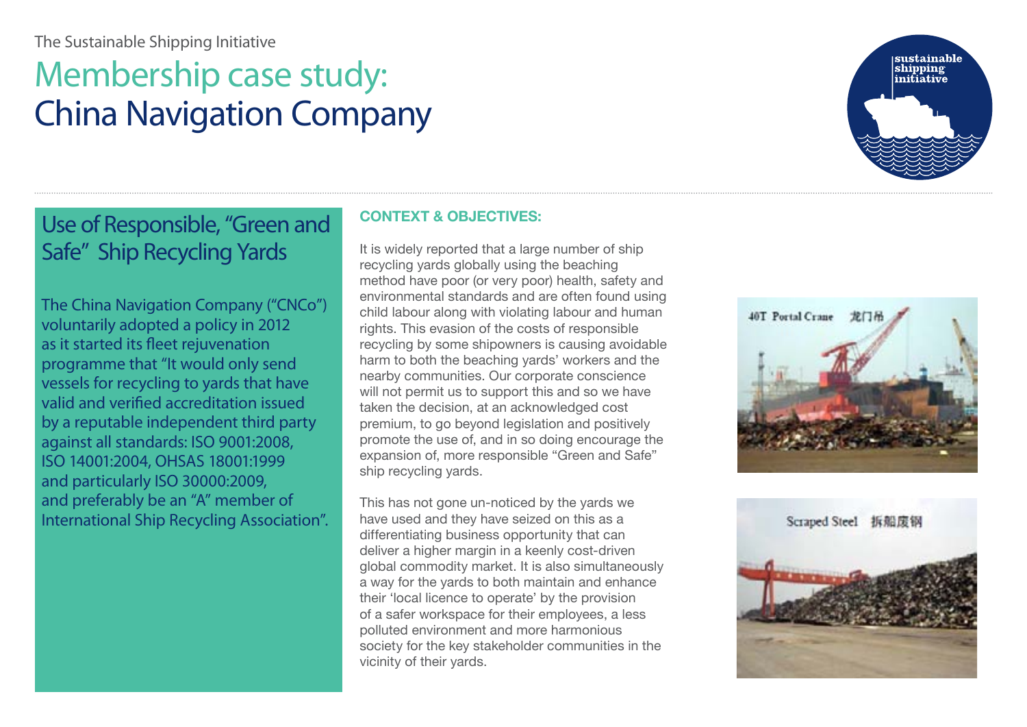The Sustainable Shipping Initiative

# Membership case study: China Navigation Company

## Use of Responsible, "Green and Safe" Ship Recycling Yards

The China Navigation Company ("CNCo") voluntarily adopted a policy in 2012 as it started its fleet rejuvenation programme that "It would only send vessels for recycling to yards that have valid and verified accreditation issued by a reputable independent third party against all standards: ISO 9001:2008, ISO 14001:2004, OHSAS 18001:1999 and particularly ISO 30000:2009, and preferably be an "A" member of International Ship Recycling Association".

### CONTEXT & OBJECTIVES:

It is widely reported that a large number of ship recycling yards globally using the beaching method have poor (or very poor) health, safety and environmental standards and are often found using child labour along with violating labour and human rights. This evasion of the costs of responsible recycling by some shipowners is causing avoidable harm to both the beaching yards' workers and the nearby communities. Our corporate conscience will not permit us to support this and so we have taken the decision, at an acknowledged cost premium, to go beyond legislation and positively promote the use of, and in so doing encourage the expansion of, more responsible "Green and Safe" ship recycling yards.

This has not gone un-noticed by the yards we have used and they have seized on this as a differentiating business opportunity that can deliver a higher margin in a keenly cost-driven global commodity market. It is also simultaneously a way for the yards to both maintain and enhance their 'local licence to operate' by the provision of a safer workspace for their employees, a less polluted environment and more harmonious society for the key stakeholder communities in the vicinity of their yards.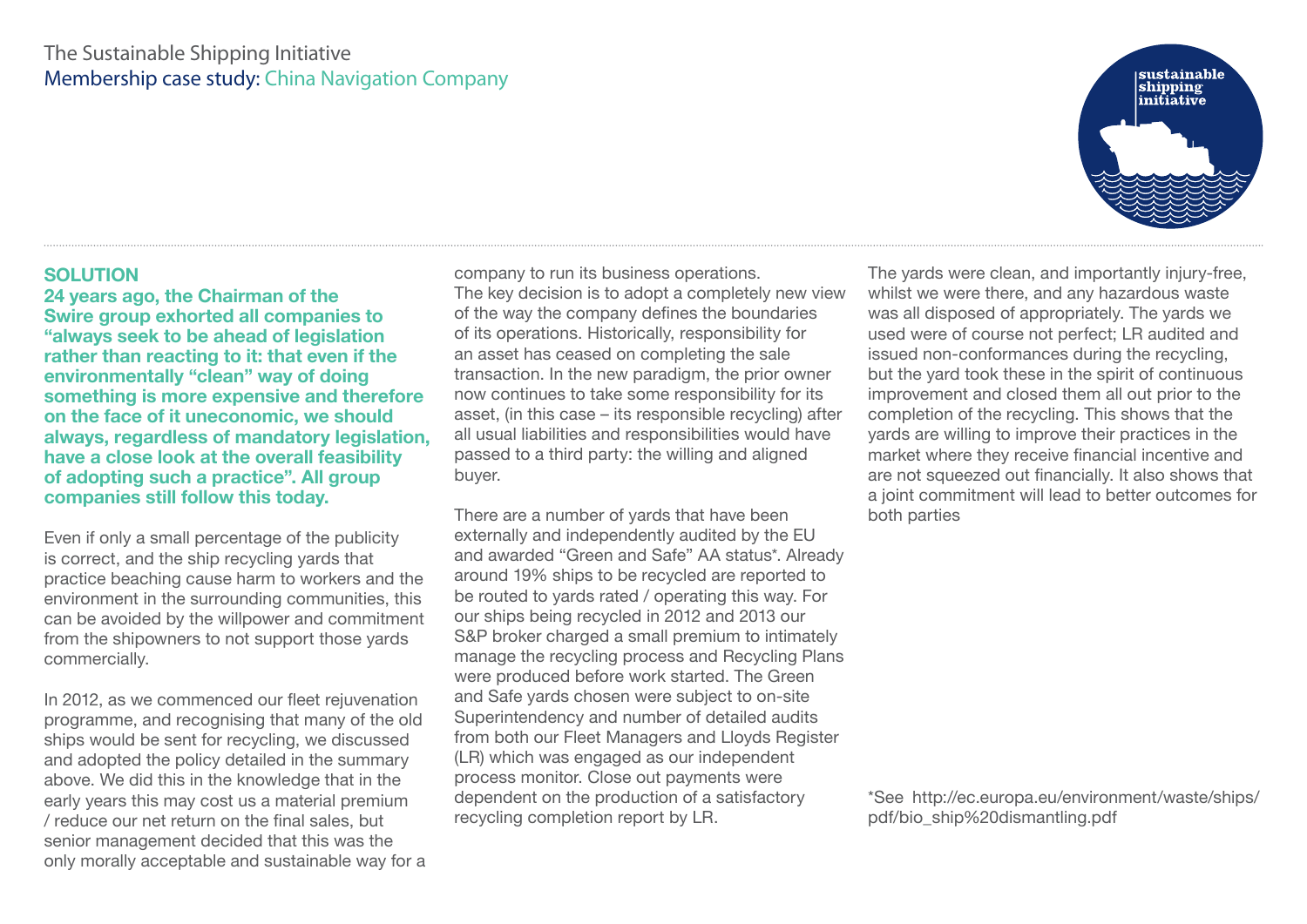## SOLUTION

**24 years ago, the Chairman of the Swire group exhorted all companies to "always seek to be ahead of legislation rather than reacting to it: that even if the environmentally "clean" way of doing something is more expensive and therefore on the face of it uneconomic, we should always, regardless of mandatory legislation, have a close look at the overall feasibility of adopting such a practice". All group companies still follow this today.**

Even if only a small percentage of the publicity is correct, and the ship recycling yards that practice beaching cause harm to workers and the environment in the surrounding communities, this can be avoided by the willpower and commitment from the shipowners to not support those yards commercially.

In 2012, as we commenced our fleet rejuvenation programme, and recognising that many of the old ships would be sent for recycling, we discussed and adopted the policy detailed in the summary above. We did this in the knowledge that in the early years this may cost us a material premium / reduce our net return on the final sales, but senior management decided that this was the only morally acceptable and sustainable way for a company to run its business operations. The key decision is to adopt a completely new view of the way the company defines the boundaries of its operations. Historically, responsibility for an asset has ceased on completing the sale transaction. In the new paradigm, the prior owner now continues to take some responsibility for its asset, (in this case – its responsible recycling) after all usual liabilities and responsibilities would have passed to a third party: the willing and aligned buyer.

There are a number of yards that have been externally and independently audited by the EU and awarded "Green and Safe" AA status*. Already around 19% ships to be recycled are reported to be routed to yards rated / operating this way. For our ships being recycled in 2012 and 2013 our S&P broker charged a small premium to intimately manage the recycling process and Recycling Plans were produced before work started. The Green and Safe yards chosen were subject to on-site Superintendency and number of detailed audits from both our Fleet Managers and Lloyds Register (LR) which was engaged as our independent process monitor. Close out payments were dependent on the production of a satisfactory recycling completion report by LR.

The yards were clean, and importantly injury-free, whilst we were there, and any hazardous waste was all disposed of appropriately. The yards we used were of course not perfect; LR audited and issued non-conformances during the recycling, but the yard took these in the spirit of continuous improvement and closed them all out prior to the completion of the recycling. This shows that the yards are willing to improve their practices in the market where they receive financial incentive and are not squeezed out financially. It also shows that a joint commitment will lead to better outcomes for both parties

*See http://ec.europa.eu/environment/waste/ships/pdf/bio_ship%20dismantling.pdf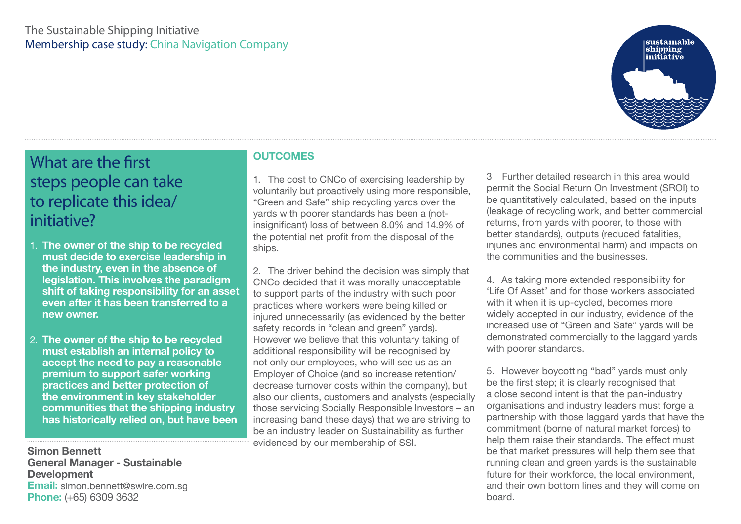The Sustainable Shipping Initiative
Membership case study: China Navigation Company

## What are the first steps people can take to replicate this idea/ initiative?

1. **The owner of the ship to be recycled must decide to exercise leadership in the industry, even in the absence of legislation. This involves the paradigm shift of taking responsibility for an asset even after it has been transferred to a new owner.**

2. **The owner of the ship to be recycled must establish an internal policy to accept the need to pay a reasonable premium to support safer working practices and better protection of the environment in key stakeholder communities that the shipping industry has historically relied on, but have been**

**Simon Bennett**
**General Manager - Sustainable Development**
**Email:** simon.bennett@swire.com.sg
**Phone:** (+65) 6309 3632

## OUTCOMES

1. The cost to CNCo of exercising leadership by voluntarily but proactively using more responsible, "Green and Safe" ship recycling yards over the yards with poorer standards has been a (not-insignificant) loss of between 8.0% and 14.9% of the potential net profit from the disposal of the ships.

2. The driver behind the decision was simply that CNCo decided that it was morally unacceptable to support parts of the industry with such poor practices where workers were being killed or injured unnecessarily (as evidenced by the better safety records in "clean and green" yards). However we believe that this voluntary taking of additional responsibility will be recognised by not only our employees, who will see us as an Employer of Choice (and so increase retention/ decrease turnover costs within the company), but also our clients, customers and analysts (especially those servicing Socially Responsible Investors – an increasing band these days) that we are striving to be an industry leader on Sustainability as further evidenced by our membership of SSI.

3 Further detailed research in this area would permit the Social Return On Investment (SROI) to be quantitatively calculated, based on the inputs (leakage of recycling work, and better commercial returns, from yards with poorer, to those with better standards), outputs (reduced fatalities, injuries and environmental harm) and impacts on the communities and the businesses.

4. As taking more extended responsibility for 'Life Of Asset' and for those workers associated with it when it is up-cycled, becomes more widely accepted in our industry, evidence of the increased use of "Green and Safe" yards will be demonstrated commercially to the laggard yards with poorer standards.

5. However boycotting "bad" yards must only be the first step; it is clearly recognised that a close second intent is that the pan-industry organisations and industry leaders must forge a partnership with those laggard yards that have the commitment (borne of natural market forces) to help them raise their standards. The effect must be that market pressures will help them see that running clean and green yards is the sustainable future for their workforce, the local environment, and their own bottom lines and they will come on board.